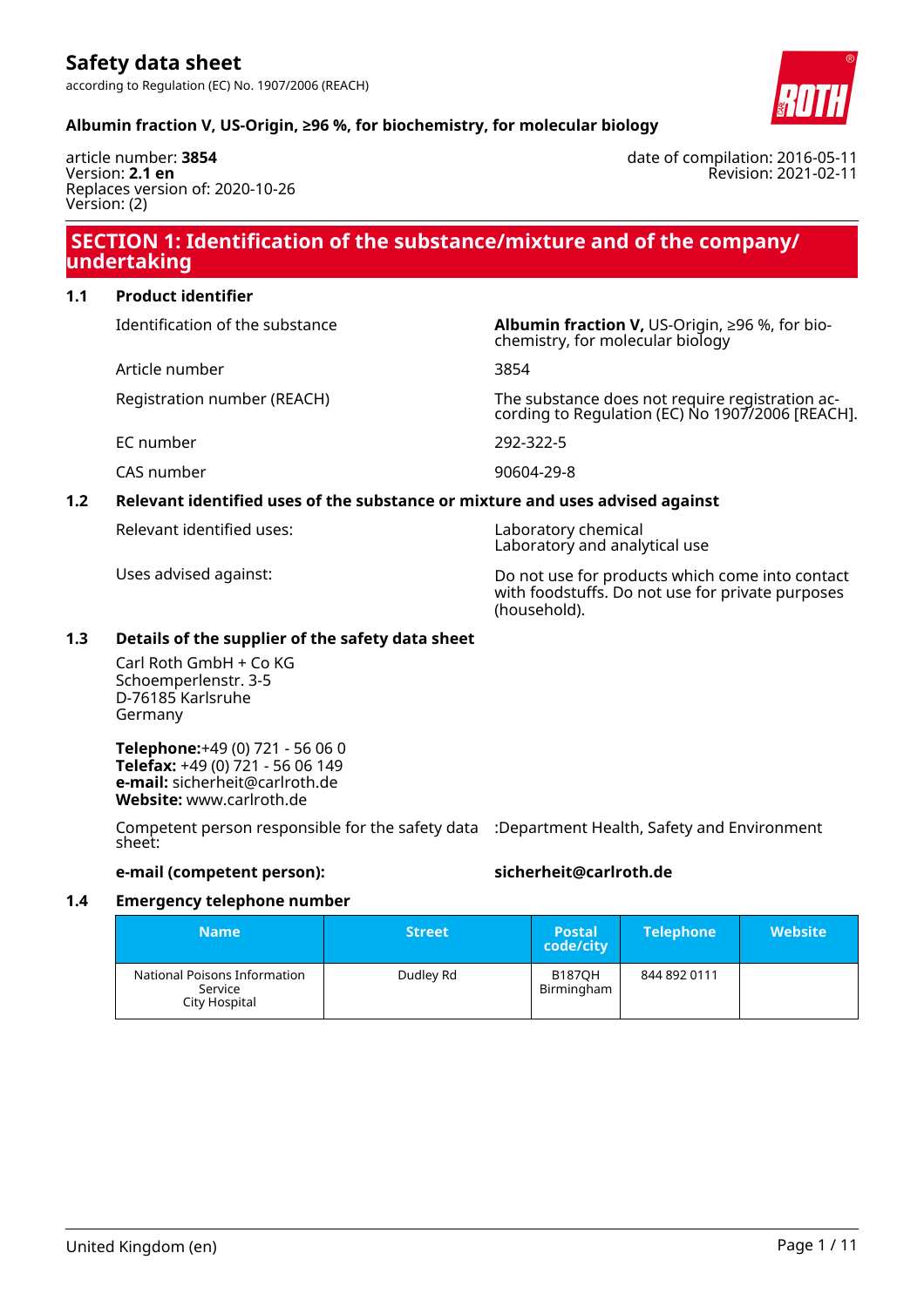# Safety data sheet

according to Regulation (EC) No. 1907/2006 (REACH)

**Albumin fraction V, US-Origin, ≥96 %, for biochemistry, for molecular biology**

article number: **3854**
Version: **2.1 en**
Replaces version of: 2020-10-26
Version: (2)

date of compilation: 2016-05-11
Revision: 2021-02-11

## SECTION 1: Identification of the substance/mixture and of the company/undertaking

### 1.1 Product identifier

Identification of the substance: **Albumin fraction V,** US-Origin, ≥96 %, for biochemistry, for molecular biology

Article number: 3854

Registration number (REACH): The substance does not require registration according to Regulation (EC) No 1907/2006 [REACH].

EC number: 292-322-5

CAS number: 90604-29-8

### 1.2 Relevant identified uses of the substance or mixture and uses advised against

Relevant identified uses: Laboratory chemical
Laboratory and analytical use

Uses advised against: Do not use for products which come into contact with foodstuffs. Do not use for private purposes (household).

### 1.3 Details of the supplier of the safety data sheet

Carl Roth GmbH + Co KG
Schoemperlenstr. 3-5
D-76185 Karlsruhe
Germany

**Telephone:**+49 (0) 721 - 56 06 0
**Telefax:** +49 (0) 721 - 56 06 149
**e-mail:** sicherheit@carlroth.de
**Website:** www.carlroth.de

Competent person responsible for the safety data sheet: :Department Health, Safety and Environment

**e-mail (competent person):** **sicherheit@carlroth.de**

### 1.4 Emergency telephone number

| Name | Street | Postal code/city | Telephone | Website |
|---|---|---|---|---|
| National Poisons Information Service City Hospital | Dudley Rd | B187QH Birmingham | 844 892 0111 | |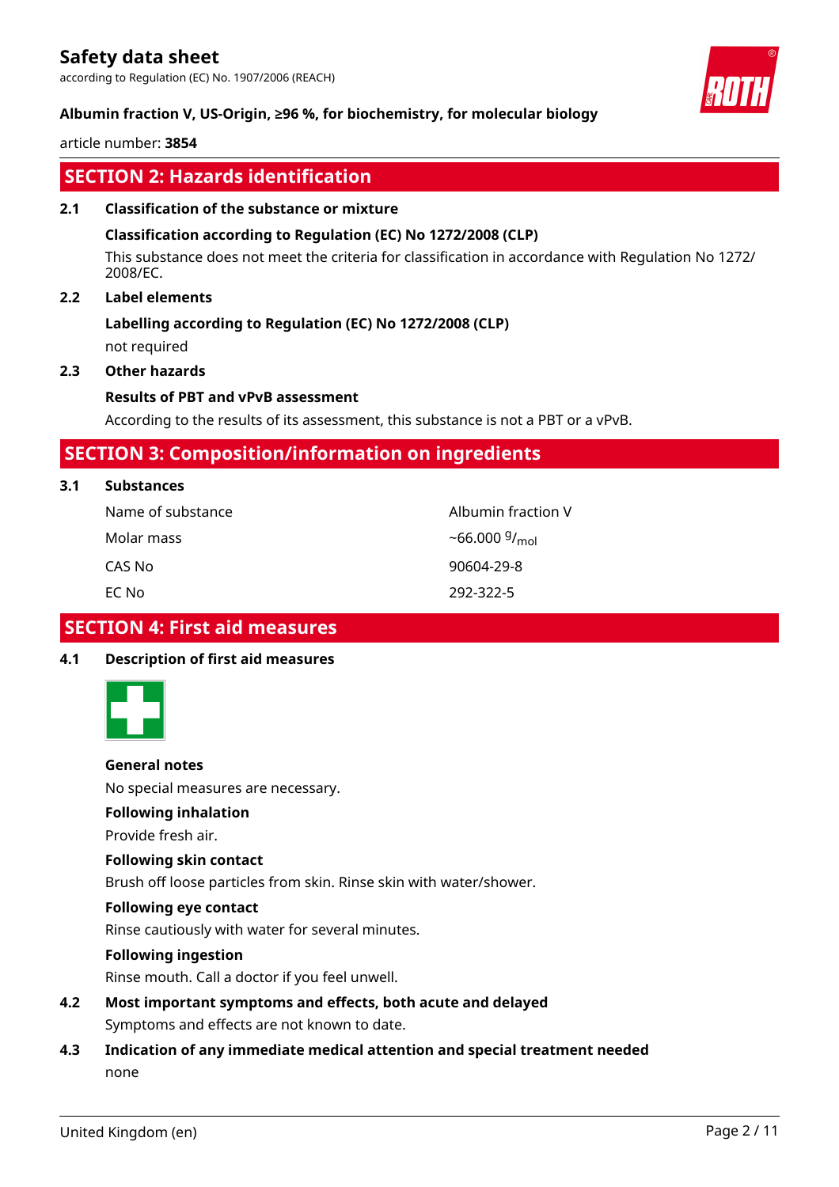## SECTION 2: Hazards identification

**2.1 Classification of the substance or mixture**

**Classification according to Regulation (EC) No 1272/2008 (CLP)**

This substance does not meet the criteria for classification in accordance with Regulation No 1272/2008/EC.

**2.2 Label elements**

**Labelling according to Regulation (EC) No 1272/2008 (CLP)**

not required

**2.3 Other hazards**

**Results of PBT and vPvB assessment**

According to the results of its assessment, this substance is not a PBT or a vPvB.

## SECTION 3: Composition/information on ingredients

**3.1 Substances**

| | |
|---|---|
| Name of substance | Albumin fraction V |
| Molar mass | ~66.000 $^{g}/_{mol}$ |
| CAS No | 90604-29-8 |
| EC No | 292-322-5 |

## SECTION 4: First aid measures

**4.1 Description of first aid measures**

**General notes**

No special measures are necessary.

**Following inhalation**

Provide fresh air.

**Following skin contact**

Brush off loose particles from skin. Rinse skin with water/shower.

**Following eye contact**

Rinse cautiously with water for several minutes.

**Following ingestion**

Rinse mouth. Call a doctor if you feel unwell.

**4.2 Most important symptoms and effects, both acute and delayed**

Symptoms and effects are not known to date.

**4.3 Indication of any immediate medical attention and special treatment needed**

none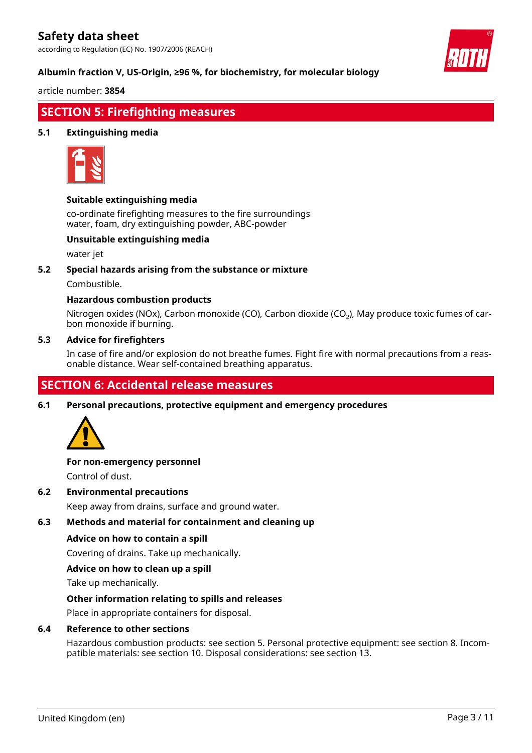## SECTION 5: Firefighting measures

### 5.1 Extinguishing media

**Suitable extinguishing media**

co-ordinate firefighting measures to the fire surroundings
water, foam, dry extinguishing powder, ABC-powder

**Unsuitable extinguishing media**

water jet

### 5.2 Special hazards arising from the substance or mixture

Combustible.

**Hazardous combustion products**

Nitrogen oxides (NOx), Carbon monoxide (CO), Carbon dioxide ($CO_2$), May produce toxic fumes of carbon monoxide if burning.

### 5.3 Advice for firefighters

In case of fire and/or explosion do not breathe fumes. Fight fire with normal precautions from a reasonable distance. Wear self-contained breathing apparatus.

## SECTION 6: Accidental release measures

### 6.1 Personal precautions, protective equipment and emergency procedures

**For non-emergency personnel**

Control of dust.

### 6.2 Environmental precautions

Keep away from drains, surface and ground water.

### 6.3 Methods and material for containment and cleaning up

**Advice on how to contain a spill**

Covering of drains. Take up mechanically.

**Advice on how to clean up a spill**

Take up mechanically.

**Other information relating to spills and releases**

Place in appropriate containers for disposal.

### 6.4 Reference to other sections

Hazardous combustion products: see section 5. Personal protective equipment: see section 8. Incompatible materials: see section 10. Disposal considerations: see section 13.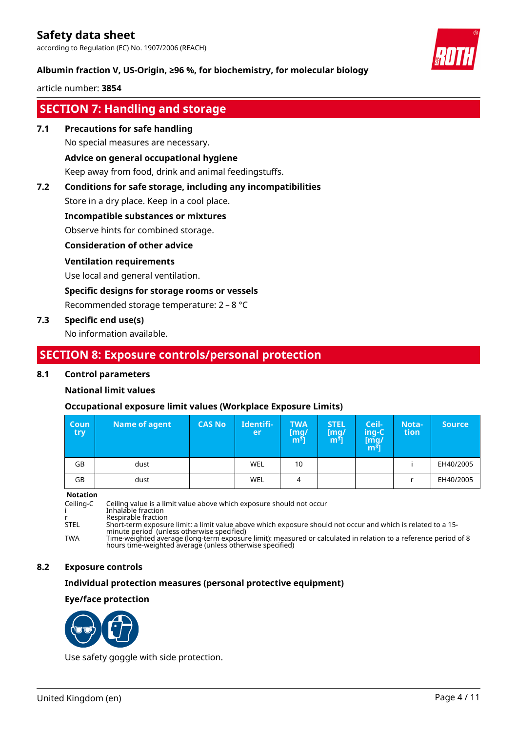## SECTION 7: Handling and storage

### 7.1 Precautions for safe handling

No special measures are necessary.

**Advice on general occupational hygiene**

Keep away from food, drink and animal feedingstuffs.

### 7.2 Conditions for safe storage, including any incompatibilities

Store in a dry place. Keep in a cool place.

**Incompatible substances or mixtures**

Observe hints for combined storage.

**Consideration of other advice**

**Ventilation requirements**

Use local and general ventilation.

**Specific designs for storage rooms or vessels**

Recommended storage temperature: 2 – 8 °C

### 7.3 Specific end use(s)

No information available.

## SECTION 8: Exposure controls/personal protection

### 8.1 Control parameters

**National limit values**

**Occupational exposure limit values (Workplace Exposure Limits)**

| Country | Name of agent | CAS No | Identifier | TWA [mg/m³] | STEL [mg/m³] | Ceiling-C [mg/m³] | Notation | Source |
|---|---|---|---|---|---|---|---|---|
| GB | dust | | WEL | 10 | | | i | EH40/2005 |
| GB | dust | | WEL | 4 | | | r | EH40/2005 |

**Notation**

- Ceiling-C: Ceiling value is a limit value above which exposure should not occur
- i: Inhalable fraction
- r: Respirable fraction
- STEL: Short-term exposure limit: a limit value above which exposure should not occur and which is related to a 15-minute period (unless otherwise specified)
- TWA: Time-weighted average (long-term exposure limit): measured or calculated in relation to a reference period of 8 hours time-weighted average (unless otherwise specified)

### 8.2 Exposure controls

**Individual protection measures (personal protective equipment)**

**Eye/face protection**

Use safety goggle with side protection.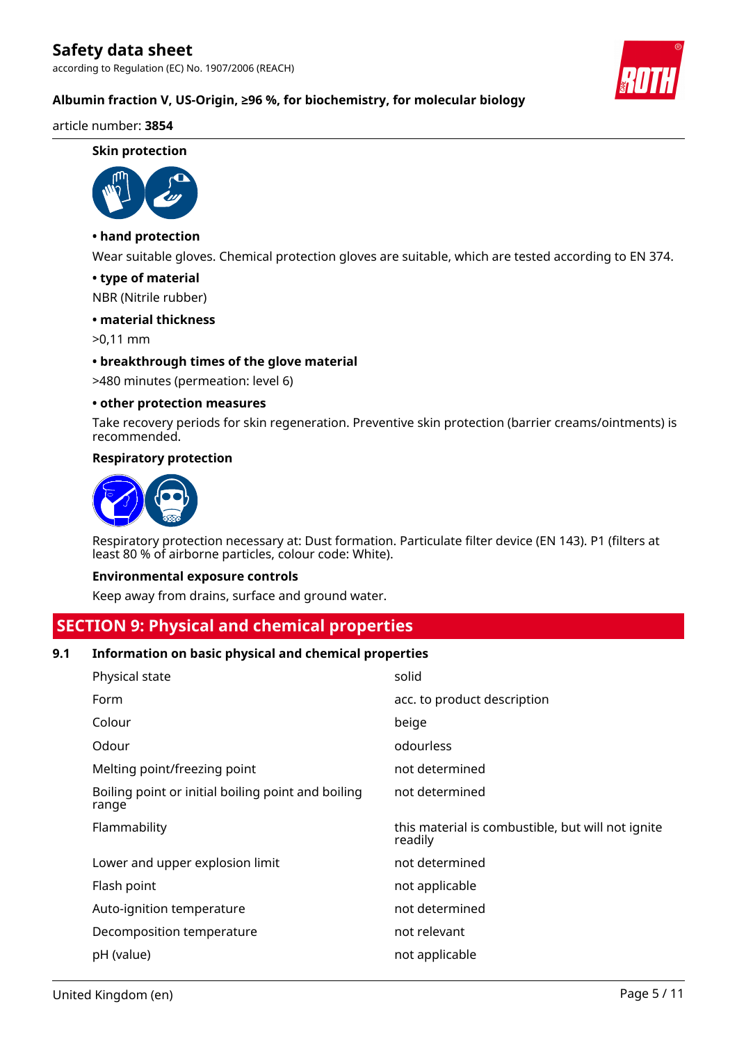**Skin protection**

**• hand protection**

Wear suitable gloves. Chemical protection gloves are suitable, which are tested according to EN 374.

**• type of material**

NBR (Nitrile rubber)

**• material thickness**

>0,11 mm

**• breakthrough times of the glove material**

>480 minutes (permeation: level 6)

**• other protection measures**

Take recovery periods for skin regeneration. Preventive skin protection (barrier creams/ointments) is recommended.

**Respiratory protection**

Respiratory protection necessary at: Dust formation. Particulate filter device (EN 143). P1 (filters at least 80 % of airborne particles, colour code: White).

**Environmental exposure controls**

Keep away from drains, surface and ground water.

## SECTION 9: Physical and chemical properties

### 9.1 Information on basic physical and chemical properties

| | |
|---|---|
| Physical state | solid |
| Form | acc. to product description |
| Colour | beige |
| Odour | odourless |
| Melting point/freezing point | not determined |
| Boiling point or initial boiling point and boiling range | not determined |
| Flammability | this material is combustible, but will not ignite readily |
| Lower and upper explosion limit | not determined |
| Flash point | not applicable |
| Auto-ignition temperature | not determined |
| Decomposition temperature | not relevant |
| pH (value) | not applicable |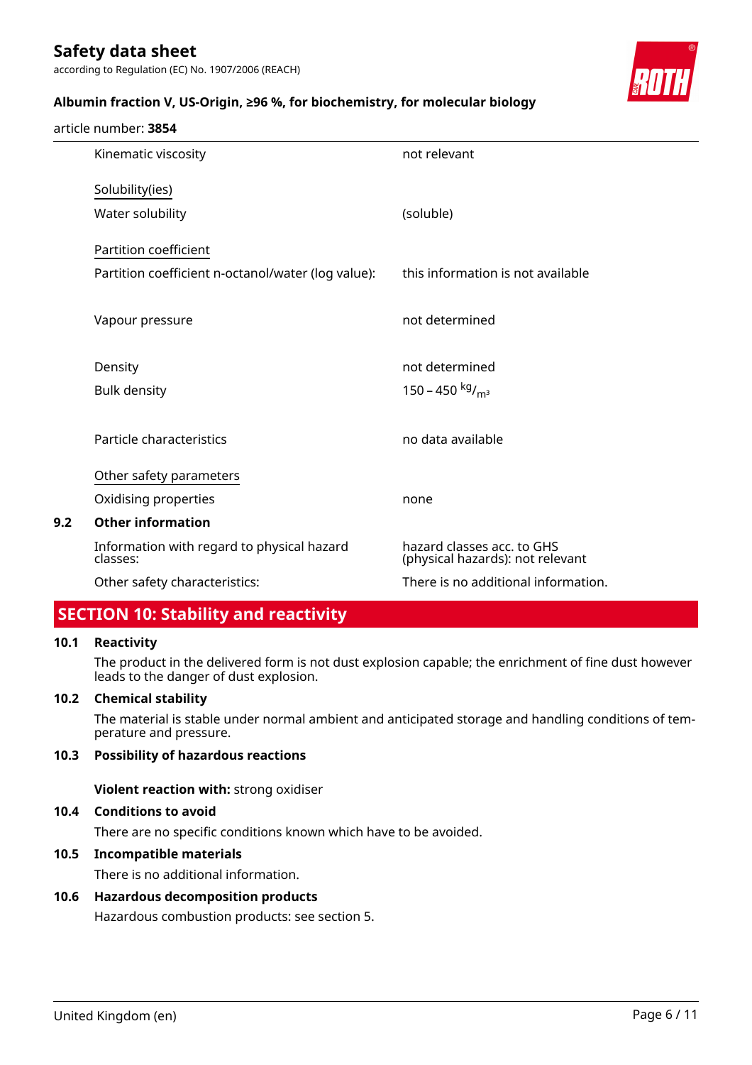| | |
|---|---|
| Kinematic viscosity | not relevant |
| <u>Solubility(ies)</u> | |
| Water solubility | (soluble) |
| <u>Partition coefficient</u> | |
| Partition coefficient n-octanol/water (log value): | this information is not available |
| Vapour pressure | not determined |
| Density | not determined |
| Bulk density | 150 – 450 $^{kg}/_{m^3}$ |
| Particle characteristics | no data available |
| <u>Other safety parameters</u> | |
| Oxidising properties | none |

### 9.2 Other information

| | |
|---|---|
| Information with regard to physical hazard classes: | hazard classes acc. to GHS (physical hazards): not relevant |
| Other safety characteristics: | There is no additional information. |

## SECTION 10: Stability and reactivity

### 10.1 Reactivity

The product in the delivered form is not dust explosion capable; the enrichment of fine dust however leads to the danger of dust explosion.

### 10.2 Chemical stability

The material is stable under normal ambient and anticipated storage and handling conditions of temperature and pressure.

### 10.3 Possibility of hazardous reactions

**Violent reaction with:** strong oxidiser

### 10.4 Conditions to avoid

There are no specific conditions known which have to be avoided.

### 10.5 Incompatible materials

There is no additional information.

### 10.6 Hazardous decomposition products

Hazardous combustion products: see section 5.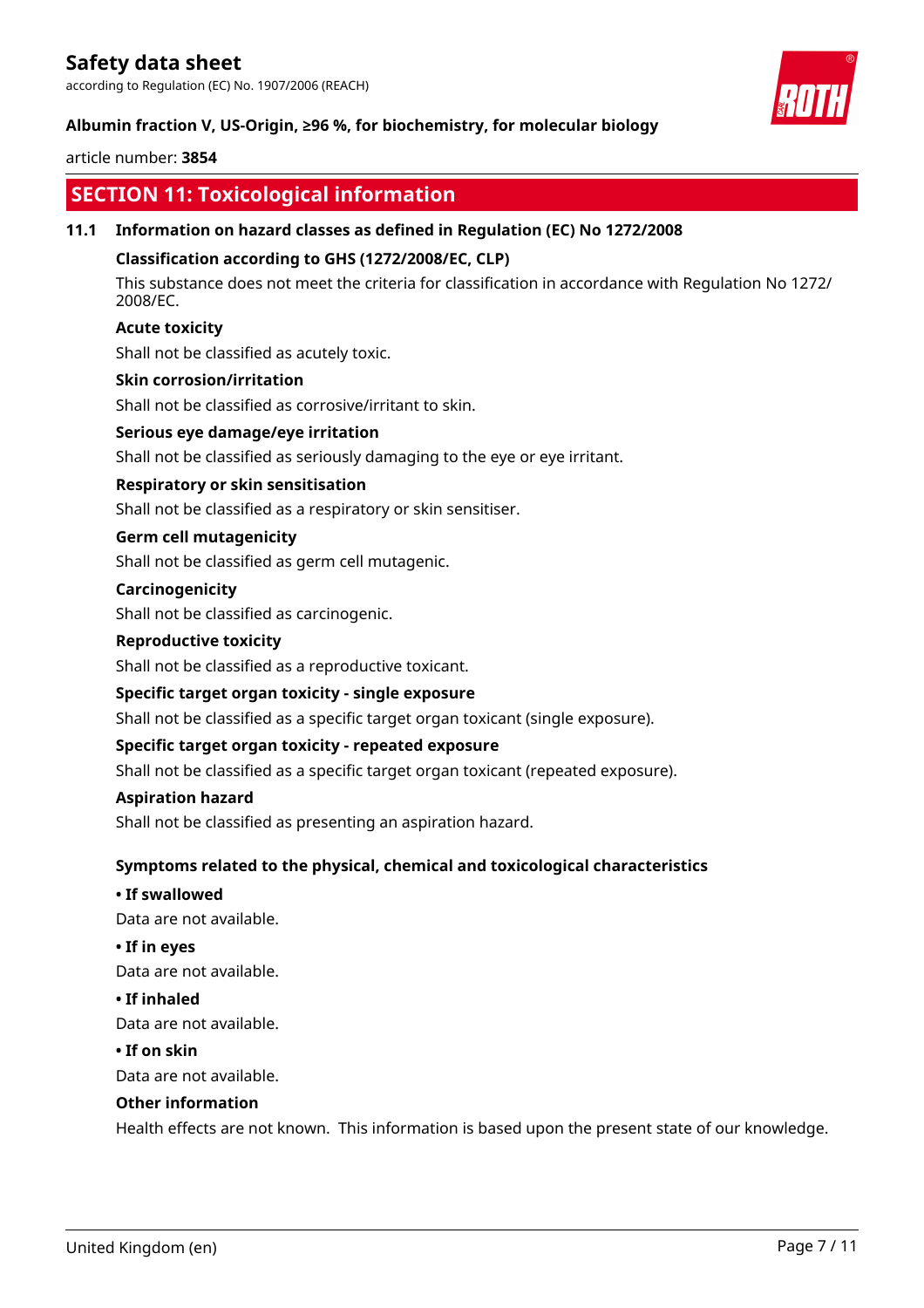## SECTION 11: Toxicological information

### 11.1 Information on hazard classes as defined in Regulation (EC) No 1272/2008

**Classification according to GHS (1272/2008/EC, CLP)**

This substance does not meet the criteria for classification in accordance with Regulation No 1272/2008/EC.

**Acute toxicity**

Shall not be classified as acutely toxic.

**Skin corrosion/irritation**

Shall not be classified as corrosive/irritant to skin.

**Serious eye damage/eye irritation**

Shall not be classified as seriously damaging to the eye or eye irritant.

**Respiratory or skin sensitisation**

Shall not be classified as a respiratory or skin sensitiser.

**Germ cell mutagenicity**

Shall not be classified as germ cell mutagenic.

**Carcinogenicity**

Shall not be classified as carcinogenic.

**Reproductive toxicity**

Shall not be classified as a reproductive toxicant.

**Specific target organ toxicity - single exposure**

Shall not be classified as a specific target organ toxicant (single exposure).

**Specific target organ toxicity - repeated exposure**

Shall not be classified as a specific target organ toxicant (repeated exposure).

**Aspiration hazard**

Shall not be classified as presenting an aspiration hazard.

**Symptoms related to the physical, chemical and toxicological characteristics**

**• If swallowed**

Data are not available.

**• If in eyes**

Data are not available.

**• If inhaled**

Data are not available.

**• If on skin**

Data are not available.

**Other information**

Health effects are not known. This information is based upon the present state of our knowledge.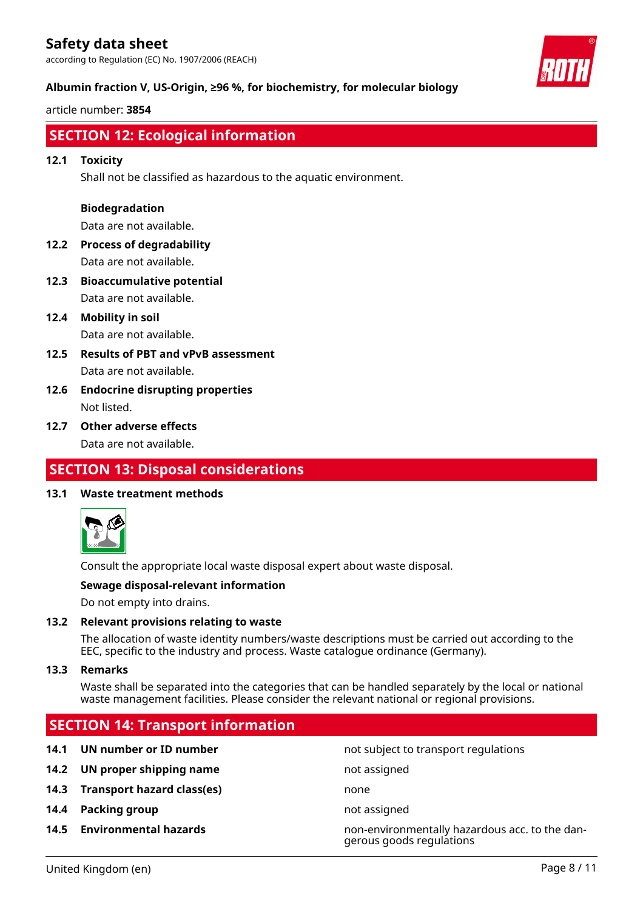## SECTION 12: Ecological information

### 12.1 Toxicity

Shall not be classified as hazardous to the aquatic environment.

**Biodegradation**

Data are not available.

### 12.2 Process of degradability

Data are not available.

### 12.3 Bioaccumulative potential

Data are not available.

### 12.4 Mobility in soil

Data are not available.

### 12.5 Results of PBT and vPvB assessment

Data are not available.

### 12.6 Endocrine disrupting properties

Not listed.

### 12.7 Other adverse effects

Data are not available.

## SECTION 13: Disposal considerations

### 13.1 Waste treatment methods

Consult the appropriate local waste disposal expert about waste disposal.

**Sewage disposal-relevant information**

Do not empty into drains.

### 13.2 Relevant provisions relating to waste

The allocation of waste identity numbers/waste descriptions must be carried out according to the EEC, specific to the industry and process. Waste catalogue ordinance (Germany).

### 13.3 Remarks

Waste shall be separated into the categories that can be handled separately by the local or national waste management facilities. Please consider the relevant national or regional provisions.

## SECTION 14: Transport information

| | | |
|---|---|---|
| **14.1** | **UN number or ID number** | not subject to transport regulations |
| **14.2** | **UN proper shipping name** | not assigned |
| **14.3** | **Transport hazard class(es)** | none |
| **14.4** | **Packing group** | not assigned |
| **14.5** | **Environmental hazards** | non-environmentally hazardous acc. to the dangerous goods regulations |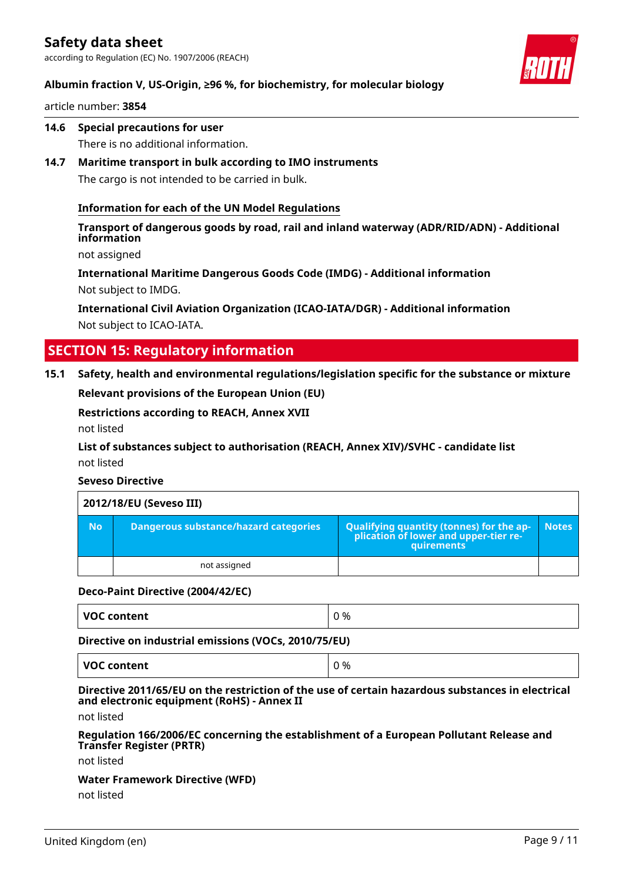**14.6 Special precautions for user**

There is no additional information.

**14.7 Maritime transport in bulk according to IMO instruments**

The cargo is not intended to be carried in bulk.

**Information for each of the UN Model Regulations**

**Transport of dangerous goods by road, rail and inland waterway (ADR/RID/ADN) - Additional information**

not assigned

**International Maritime Dangerous Goods Code (IMDG) - Additional information**

Not subject to IMDG.

**International Civil Aviation Organization (ICAO-IATA/DGR) - Additional information**

Not subject to ICAO-IATA.

## SECTION 15: Regulatory information

**15.1 Safety, health and environmental regulations/legislation specific for the substance or mixture**

**Relevant provisions of the European Union (EU)**

**Restrictions according to REACH, Annex XVII**

not listed

**List of substances subject to authorisation (REACH, Annex XIV)/SVHC - candidate list**

not listed

**Seveso Directive**

| 2012/18/EU (Seveso III) | | | |
|---|---|---|---|
| **No** | **Dangerous substance/hazard categories** | **Qualifying quantity (tonnes) for the application of lower and upper-tier requirements** | **Notes** |
| | not assigned | | |

**Deco-Paint Directive (2004/42/EC)**

| VOC content | 0 % |
|---|---|

**Directive on industrial emissions (VOCs, 2010/75/EU)**

| VOC content | 0 % |
|---|---|

**Directive 2011/65/EU on the restriction of the use of certain hazardous substances in electrical and electronic equipment (RoHS) - Annex II**

not listed

**Regulation 166/2006/EC concerning the establishment of a European Pollutant Release and Transfer Register (PRTR)**

not listed

**Water Framework Directive (WFD)**

not listed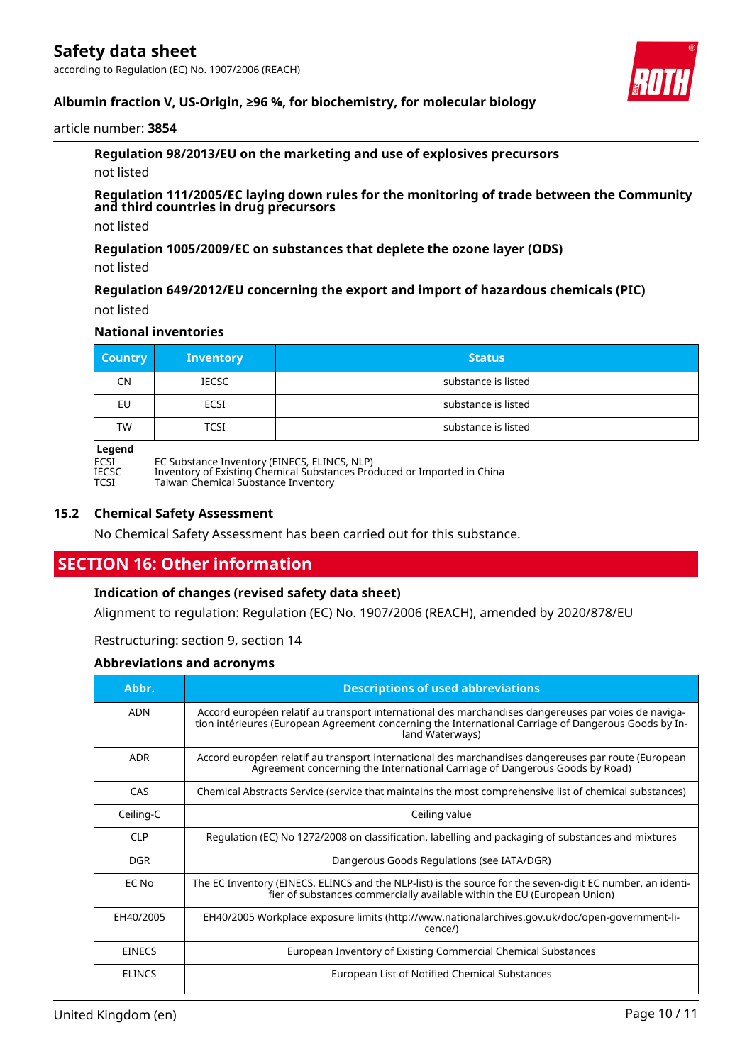**Regulation 98/2013/EU on the marketing and use of explosives precursors**

not listed

**Regulation 111/2005/EC laying down rules for the monitoring of trade between the Community and third countries in drug precursors**

not listed

**Regulation 1005/2009/EC on substances that deplete the ozone layer (ODS)**

not listed

**Regulation 649/2012/EU concerning the export and import of hazardous chemicals (PIC)**

not listed

**National inventories**

| Country | Inventory | Status |
|---|---|---|
| CN | IECSC | substance is listed |
| EU | ECSI | substance is listed |
| TW | TCSI | substance is listed |

**Legend**

ECSI EC Substance Inventory (EINECS, ELINCS, NLP)
IECSC Inventory of Existing Chemical Substances Produced or Imported in China
TCSI Taiwan Chemical Substance Inventory

### 15.2 Chemical Safety Assessment

No Chemical Safety Assessment has been carried out for this substance.

## SECTION 16: Other information

**Indication of changes (revised safety data sheet)**

Alignment to regulation: Regulation (EC) No. 1907/2006 (REACH), amended by 2020/878/EU

Restructuring: section 9, section 14

**Abbreviations and acronyms**

| Abbr. | Descriptions of used abbreviations |
|---|---|
| ADN | Accord européen relatif au transport international des marchandises dangereuses par voies de navigation intérieures (European Agreement concerning the International Carriage of Dangerous Goods by Inland Waterways) |
| ADR | Accord européen relatif au transport international des marchandises dangereuses par route (European Agreement concerning the International Carriage of Dangerous Goods by Road) |
| CAS | Chemical Abstracts Service (service that maintains the most comprehensive list of chemical substances) |
| Ceiling-C | Ceiling value |
| CLP | Regulation (EC) No 1272/2008 on classification, labelling and packaging of substances and mixtures |
| DGR | Dangerous Goods Regulations (see IATA/DGR) |
| EC No | The EC Inventory (EINECS, ELINCS and the NLP-list) is the source for the seven-digit EC number, an identifier of substances commercially available within the EU (European Union) |
| EH40/2005 | EH40/2005 Workplace exposure limits (http://www.nationalarchives.gov.uk/doc/open-government-licence/) |
| EINECS | European Inventory of Existing Commercial Chemical Substances |
| ELINCS | European List of Notified Chemical Substances |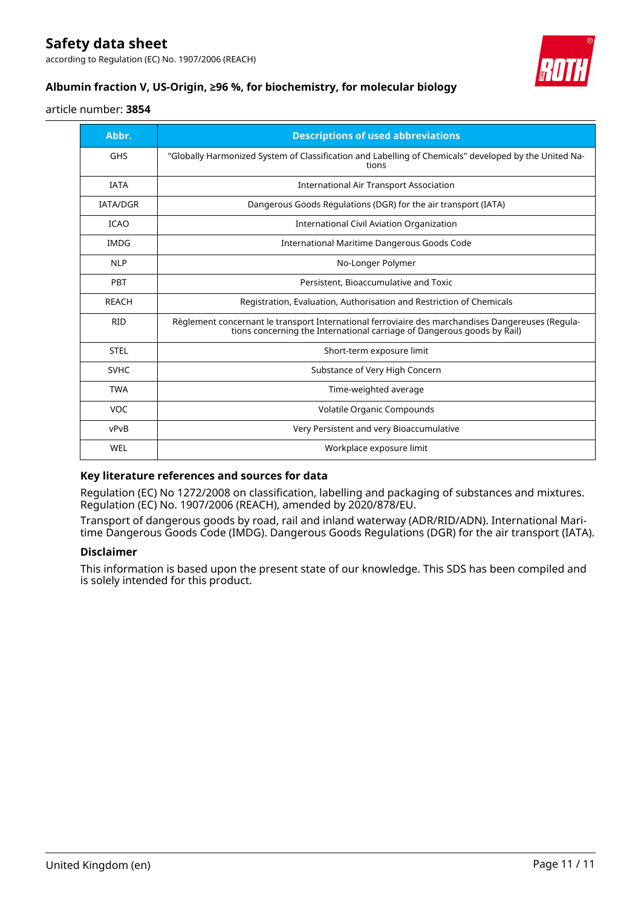| Abbr. | Descriptions of used abbreviations |
|---|---|
| GHS | "Globally Harmonized System of Classification and Labelling of Chemicals" developed by the United Nations |
| IATA | International Air Transport Association |
| IATA/DGR | Dangerous Goods Regulations (DGR) for the air transport (IATA) |
| ICAO | International Civil Aviation Organization |
| IMDG | International Maritime Dangerous Goods Code |
| NLP | No-Longer Polymer |
| PBT | Persistent, Bioaccumulative and Toxic |
| REACH | Registration, Evaluation, Authorisation and Restriction of Chemicals |
| RID | Règlement concernant le transport International ferroviaire des marchandises Dangereuses (Regulations concerning the International carriage of Dangerous goods by Rail) |
| STEL | Short-term exposure limit |
| SVHC | Substance of Very High Concern |
| TWA | Time-weighted average |
| VOC | Volatile Organic Compounds |
| vPvB | Very Persistent and very Bioaccumulative |
| WEL | Workplace exposure limit |

### Key literature references and sources for data

Regulation (EC) No 1272/2008 on classification, labelling and packaging of substances and mixtures. Regulation (EC) No. 1907/2006 (REACH), amended by 2020/878/EU.

Transport of dangerous goods by road, rail and inland waterway (ADR/RID/ADN). International Maritime Dangerous Goods Code (IMDG). Dangerous Goods Regulations (DGR) for the air transport (IATA).

### Disclaimer

This information is based upon the present state of our knowledge. This SDS has been compiled and is solely intended for this product.